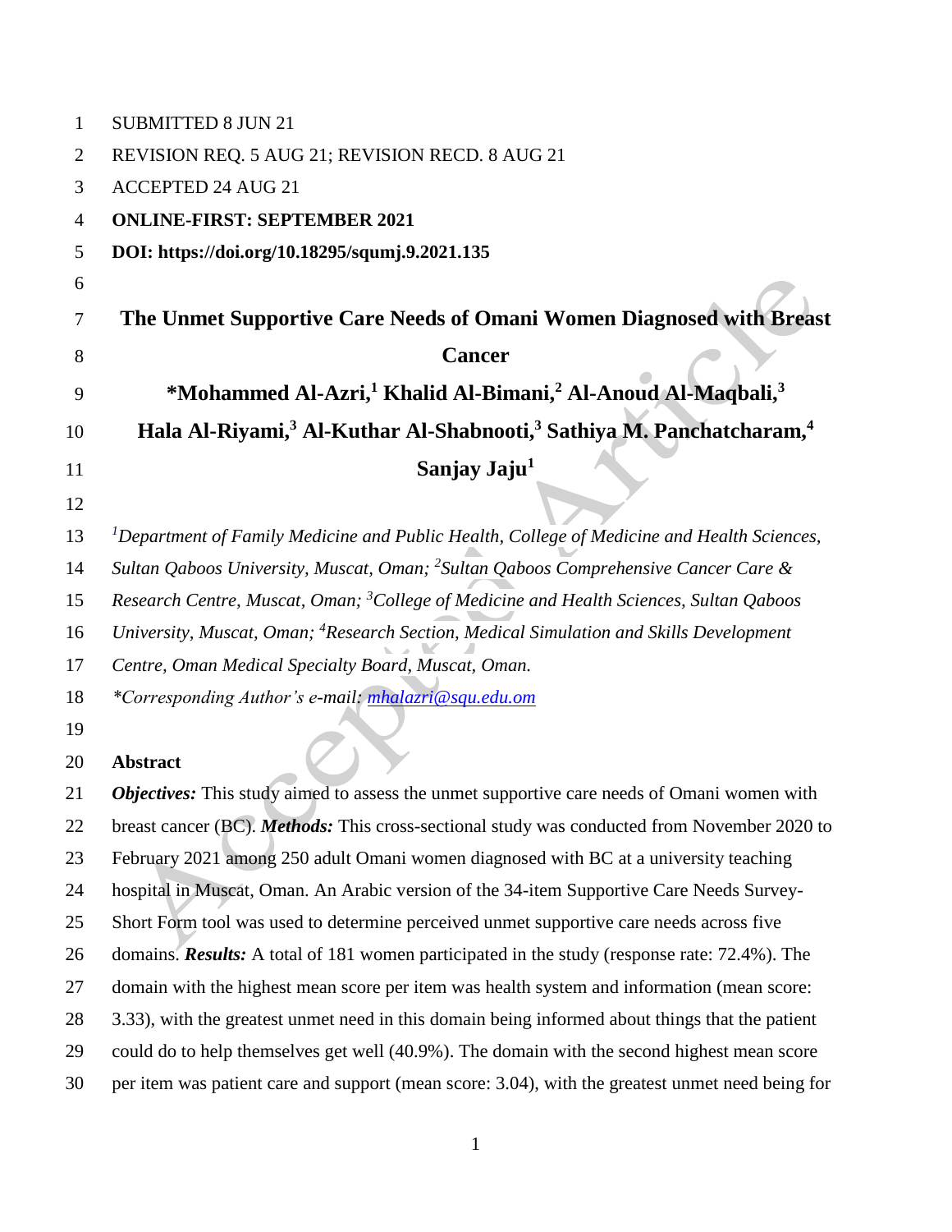SUBMITTED 8 JUN 21

REVISION REQ. 5 AUG 21; REVISION RECD. 8 AUG 21

ACCEPTED 24 AUG 21

**ONLINE-FIRST: SEPTEMBER 2021**

**DOI: https://doi.org/10.18295/squmj.9.2021.135**

# The Unmet Supportive Care Needs of Omani Women Diagnosed with Breast Cancer

**\*Mohammed Al-Azri,[1] Khalid Al-Bimani,[2] Al-Anoud Al-Maqbali,[3] Hala Al-Riyami,[3] Al-Kuthar Al-Shabnooti,[3] Sathiya M. Panchatcharam,[4] Sanjay Jaju[1]**

*[1]Department of Family Medicine and Public Health, College of Medicine and Health Sciences, Sultan Qaboos University, Muscat, Oman; [2]Sultan Qaboos Comprehensive Cancer Care & Research Centre, Muscat, Oman; [3]College of Medicine and Health Sciences, Sultan Qaboos University, Muscat, Oman; [4]Research Section, Medical Simulation and Skills Development Centre, Oman Medical Specialty Board, Muscat, Oman.*

*\*Corresponding Author's e-mail: mhalazri@squ.edu.om*

## Abstract

***Objectives:*** This study aimed to assess the unmet supportive care needs of Omani women with breast cancer (BC). ***Methods:*** This cross-sectional study was conducted from November 2020 to February 2021 among 250 adult Omani women diagnosed with BC at a university teaching hospital in Muscat, Oman. An Arabic version of the 34-item Supportive Care Needs Survey-Short Form tool was used to determine perceived unmet supportive care needs across five domains. ***Results:*** A total of 181 women participated in the study (response rate: 72.4%). The domain with the highest mean score per item was health system and information (mean score: 3.33), with the greatest unmet need in this domain being informed about things that the patient could do to help themselves get well (40.9%). The domain with the second highest mean score per item was patient care and support (mean score: 3.04), with the greatest unmet need being for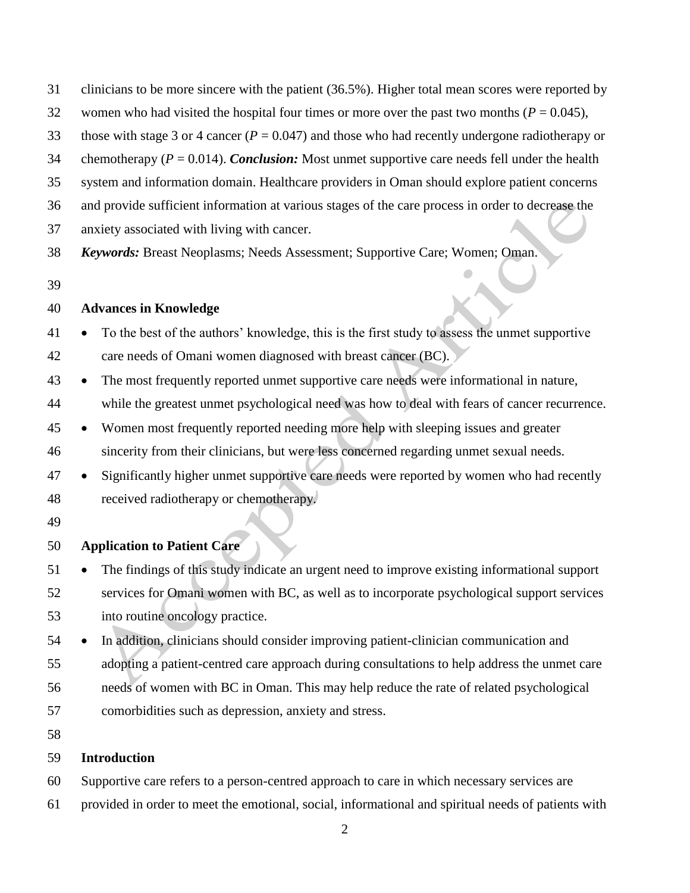clinicians to be more sincere with the patient (36.5%). Higher total mean scores were reported by women who had visited the hospital four times or more over the past two months ($P = 0.045$), those with stage 3 or 4 cancer ($P = 0.047$) and those who had recently undergone radiotherapy or chemotherapy ($P = 0.014$). ***Conclusion:*** Most unmet supportive care needs fell under the health system and information domain. Healthcare providers in Oman should explore patient concerns and provide sufficient information at various stages of the care process in order to decrease the anxiety associated with living with cancer.

***Keywords:*** Breast Neoplasms; Needs Assessment; Supportive Care; Women; Oman.

## Advances in Knowledge

- To the best of the authors' knowledge, this is the first study to assess the unmet supportive care needs of Omani women diagnosed with breast cancer (BC).
- The most frequently reported unmet supportive care needs were informational in nature, while the greatest unmet psychological need was how to deal with fears of cancer recurrence.
- Women most frequently reported needing more help with sleeping issues and greater sincerity from their clinicians, but were less concerned regarding unmet sexual needs.
- Significantly higher unmet supportive care needs were reported by women who had recently received radiotherapy or chemotherapy.

## Application to Patient Care

- The findings of this study indicate an urgent need to improve existing informational support services for Omani women with BC, as well as to incorporate psychological support services into routine oncology practice.
- In addition, clinicians should consider improving patient-clinician communication and adopting a patient-centred care approach during consultations to help address the unmet care needs of women with BC in Oman. This may help reduce the rate of related psychological comorbidities such as depression, anxiety and stress.

## Introduction

Supportive care refers to a person-centred approach to care in which necessary services are provided in order to meet the emotional, social, informational and spiritual needs of patients with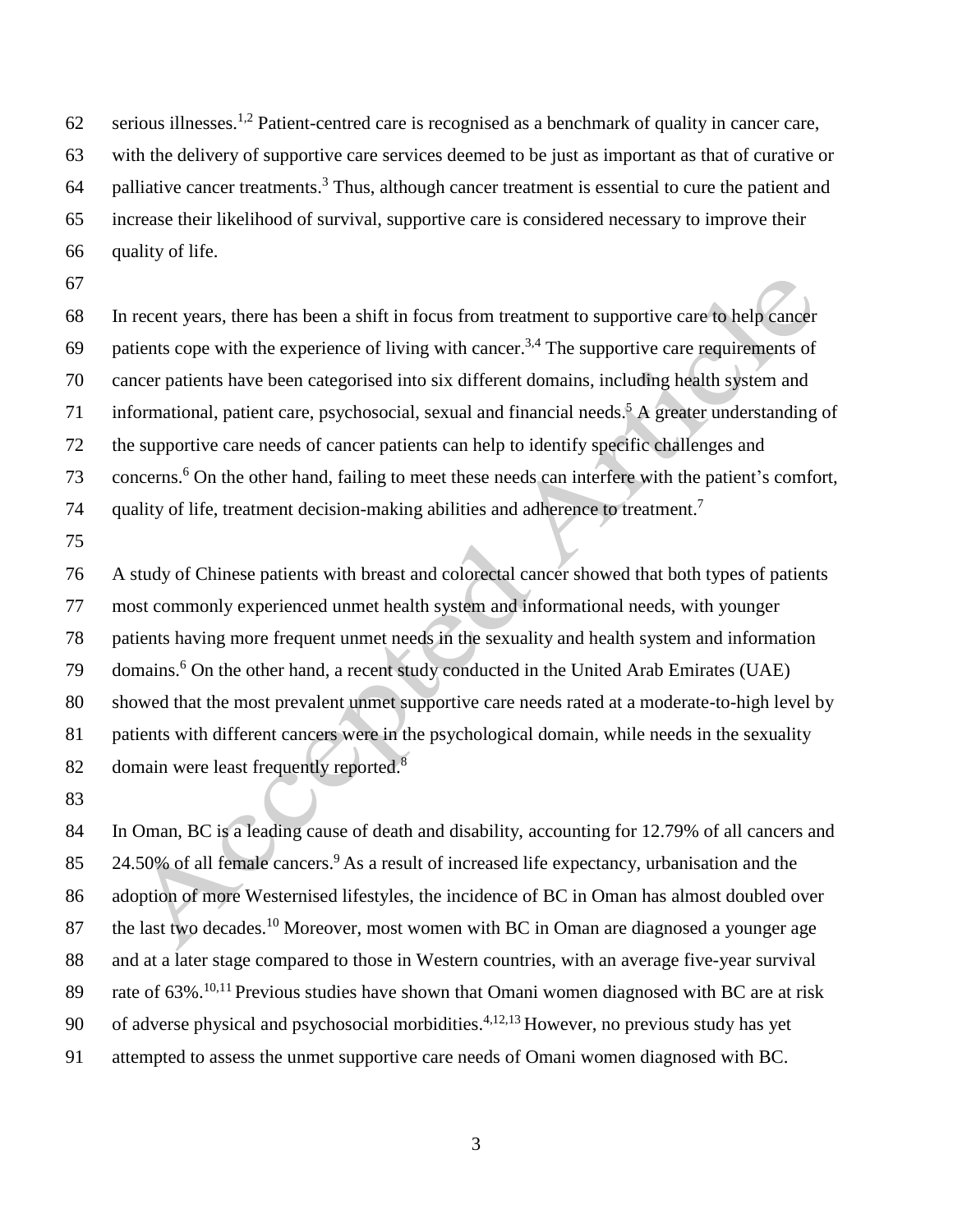serious illnesses.[1,2] Patient-centred care is recognised as a benchmark of quality in cancer care, with the delivery of supportive care services deemed to be just as important as that of curative or palliative cancer treatments.[3] Thus, although cancer treatment is essential to cure the patient and increase their likelihood of survival, supportive care is considered necessary to improve their quality of life.

In recent years, there has been a shift in focus from treatment to supportive care to help cancer patients cope with the experience of living with cancer.[3,4] The supportive care requirements of cancer patients have been categorised into six different domains, including health system and informational, patient care, psychosocial, sexual and financial needs.[5] A greater understanding of the supportive care needs of cancer patients can help to identify specific challenges and concerns.[6] On the other hand, failing to meet these needs can interfere with the patient's comfort, quality of life, treatment decision-making abilities and adherence to treatment.[7]

A study of Chinese patients with breast and colorectal cancer showed that both types of patients most commonly experienced unmet health system and informational needs, with younger patients having more frequent unmet needs in the sexuality and health system and information domains.[6] On the other hand, a recent study conducted in the United Arab Emirates (UAE) showed that the most prevalent unmet supportive care needs rated at a moderate-to-high level by patients with different cancers were in the psychological domain, while needs in the sexuality domain were least frequently reported.[8]

In Oman, BC is a leading cause of death and disability, accounting for 12.79% of all cancers and 24.50% of all female cancers.[9] As a result of increased life expectancy, urbanisation and the adoption of more Westernised lifestyles, the incidence of BC in Oman has almost doubled over the last two decades.[10] Moreover, most women with BC in Oman are diagnosed a younger age and at a later stage compared to those in Western countries, with an average five-year survival rate of 63%.[10,11] Previous studies have shown that Omani women diagnosed with BC are at risk of adverse physical and psychosocial morbidities.[4,12,13] However, no previous study has yet attempted to assess the unmet supportive care needs of Omani women diagnosed with BC.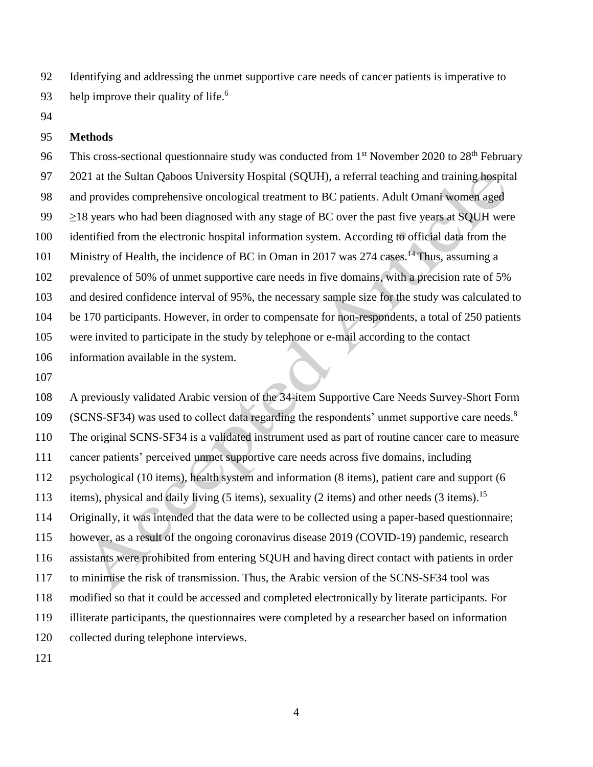Identifying and addressing the unmet supportive care needs of cancer patients is imperative to help improve their quality of life.[6]

## Methods

This cross-sectional questionnaire study was conducted from 1st November 2020 to 28th February 2021 at the Sultan Qaboos University Hospital (SQUH), a referral teaching and training hospital and provides comprehensive oncological treatment to BC patients. Adult Omani women aged ≥18 years who had been diagnosed with any stage of BC over the past five years at SQUH were identified from the electronic hospital information system. According to official data from the Ministry of Health, the incidence of BC in Oman in 2017 was 274 cases.[14] Thus, assuming a prevalence of 50% of unmet supportive care needs in five domains, with a precision rate of 5% and desired confidence interval of 95%, the necessary sample size for the study was calculated to be 170 participants. However, in order to compensate for non-respondents, a total of 250 patients were invited to participate in the study by telephone or e-mail according to the contact information available in the system.

A previously validated Arabic version of the 34-item Supportive Care Needs Survey-Short Form (SCNS-SF34) was used to collect data regarding the respondents' unmet supportive care needs.[8] The original SCNS-SF34 is a validated instrument used as part of routine cancer care to measure cancer patients' perceived unmet supportive care needs across five domains, including psychological (10 items), health system and information (8 items), patient care and support (6 items), physical and daily living (5 items), sexuality (2 items) and other needs (3 items).[15] Originally, it was intended that the data were to be collected using a paper-based questionnaire; however, as a result of the ongoing coronavirus disease 2019 (COVID-19) pandemic, research assistants were prohibited from entering SQUH and having direct contact with patients in order to minimise the risk of transmission. Thus, the Arabic version of the SCNS-SF34 tool was modified so that it could be accessed and completed electronically by literate participants. For illiterate participants, the questionnaires were completed by a researcher based on information collected during telephone interviews.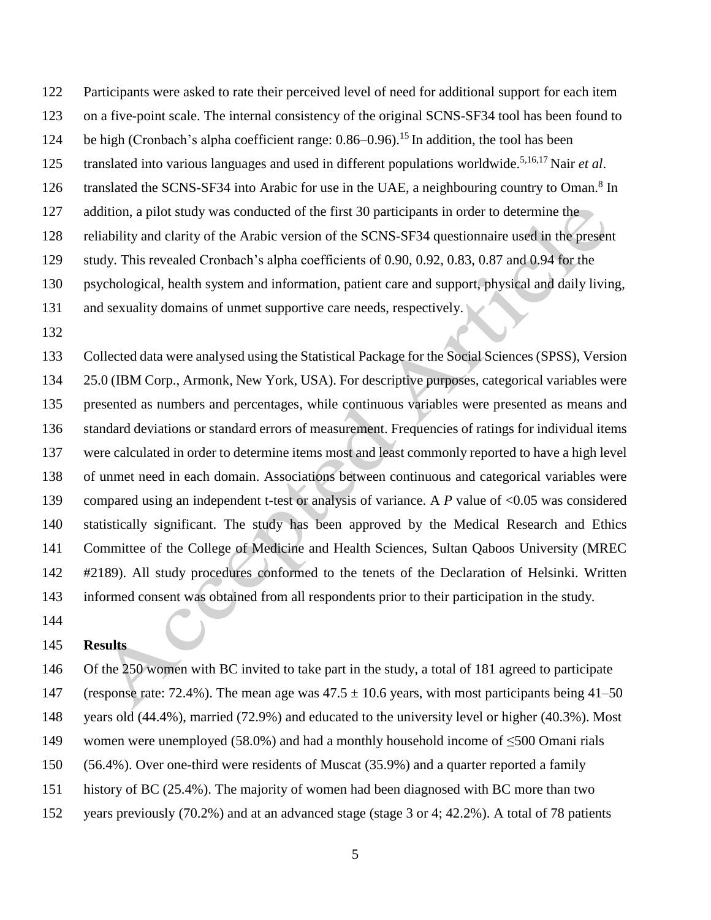Participants were asked to rate their perceived level of need for additional support for each item on a five-point scale. The internal consistency of the original SCNS-SF34 tool has been found to be high (Cronbach's alpha coefficient range: 0.86–0.96).[15] In addition, the tool has been translated into various languages and used in different populations worldwide.[5,16,17] Nair *et al*. translated the SCNS-SF34 into Arabic for use in the UAE, a neighbouring country to Oman.[8] In addition, a pilot study was conducted of the first 30 participants in order to determine the reliability and clarity of the Arabic version of the SCNS-SF34 questionnaire used in the present study. This revealed Cronbach's alpha coefficients of 0.90, 0.92, 0.83, 0.87 and 0.94 for the psychological, health system and information, patient care and support, physical and daily living, and sexuality domains of unmet supportive care needs, respectively.

Collected data were analysed using the Statistical Package for the Social Sciences (SPSS), Version 25.0 (IBM Corp., Armonk, New York, USA). For descriptive purposes, categorical variables were presented as numbers and percentages, while continuous variables were presented as means and standard deviations or standard errors of measurement. Frequencies of ratings for individual items were calculated in order to determine items most and least commonly reported to have a high level of unmet need in each domain. Associations between continuous and categorical variables were compared using an independent t-test or analysis of variance. A $P$ value of $<0.05$ was considered statistically significant. The study has been approved by the Medical Research and Ethics Committee of the College of Medicine and Health Sciences, Sultan Qaboos University (MREC #2189). All study procedures conformed to the tenets of the Declaration of Helsinki. Written informed consent was obtained from all respondents prior to their participation in the study.

## Results

Of the 250 women with BC invited to take part in the study, a total of 181 agreed to participate (response rate: 72.4%). The mean age was $47.5 \pm 10.6$ years, with most participants being 41–50 years old (44.4%), married (72.9%) and educated to the university level or higher (40.3%). Most women were unemployed (58.0%) and had a monthly household income of $\leq$500 Omani rials (56.4%). Over one-third were residents of Muscat (35.9%) and a quarter reported a family history of BC (25.4%). The majority of women had been diagnosed with BC more than two years previously (70.2%) and at an advanced stage (stage 3 or 4; 42.2%). A total of 78 patients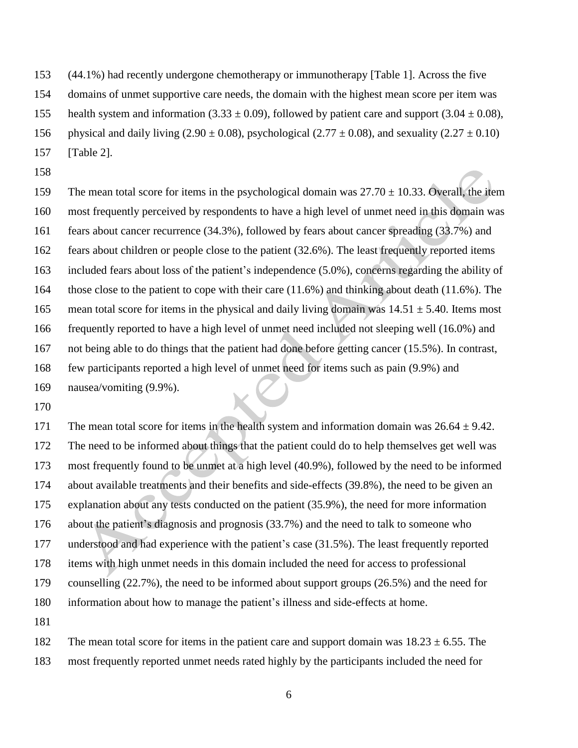(44.1%) had recently undergone chemotherapy or immunotherapy [Table 1]. Across the five domains of unmet supportive care needs, the domain with the highest mean score per item was health system and information ($3.33 \pm 0.09$), followed by patient care and support ($3.04 \pm 0.08$), physical and daily living ($2.90 \pm 0.08$), psychological ($2.77 \pm 0.08$), and sexuality ($2.27 \pm 0.10$) [Table 2].

The mean total score for items in the psychological domain was $27.70 \pm 10.33$. Overall, the item most frequently perceived by respondents to have a high level of unmet need in this domain was fears about cancer recurrence (34.3%), followed by fears about cancer spreading (33.7%) and fears about children or people close to the patient (32.6%). The least frequently reported items included fears about loss of the patient's independence (5.0%), concerns regarding the ability of those close to the patient to cope with their care (11.6%) and thinking about death (11.6%). The mean total score for items in the physical and daily living domain was $14.51 \pm 5.40$. Items most frequently reported to have a high level of unmet need included not sleeping well (16.0%) and not being able to do things that the patient had done before getting cancer (15.5%). In contrast, few participants reported a high level of unmet need for items such as pain (9.9%) and nausea/vomiting (9.9%).

The mean total score for items in the health system and information domain was $26.64 \pm 9.42$. The need to be informed about things that the patient could do to help themselves get well was most frequently found to be unmet at a high level (40.9%), followed by the need to be informed about available treatments and their benefits and side-effects (39.8%), the need to be given an explanation about any tests conducted on the patient (35.9%), the need for more information about the patient's diagnosis and prognosis (33.7%) and the need to talk to someone who understood and had experience with the patient's case (31.5%). The least frequently reported items with high unmet needs in this domain included the need for access to professional counselling (22.7%), the need to be informed about support groups (26.5%) and the need for information about how to manage the patient's illness and side-effects at home.

The mean total score for items in the patient care and support domain was $18.23 \pm 6.55$. The most frequently reported unmet needs rated highly by the participants included the need for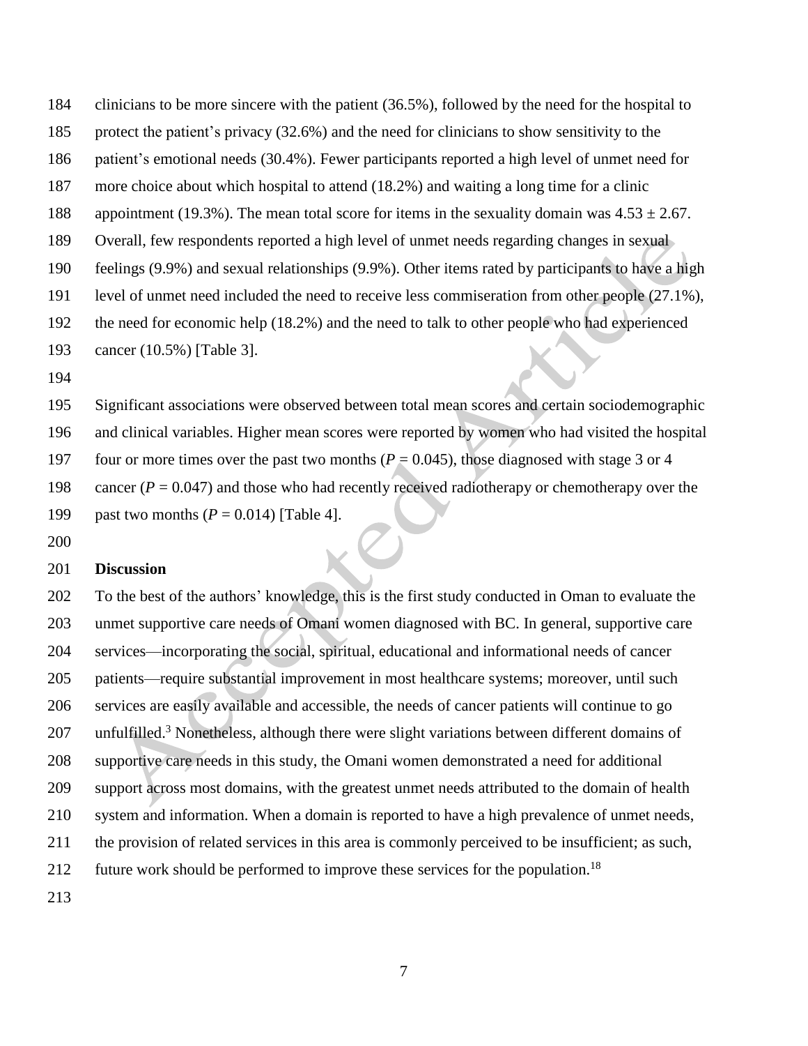clinicians to be more sincere with the patient (36.5%), followed by the need for the hospital to protect the patient's privacy (32.6%) and the need for clinicians to show sensitivity to the patient's emotional needs (30.4%). Fewer participants reported a high level of unmet need for more choice about which hospital to attend (18.2%) and waiting a long time for a clinic appointment (19.3%). The mean total score for items in the sexuality domain was $4.53 \pm 2.67$. Overall, few respondents reported a high level of unmet needs regarding changes in sexual feelings (9.9%) and sexual relationships (9.9%). Other items rated by participants to have a high level of unmet need included the need to receive less commiseration from other people (27.1%), the need for economic help (18.2%) and the need to talk to other people who had experienced cancer (10.5%) [Table 3].

Significant associations were observed between total mean scores and certain sociodemographic and clinical variables. Higher mean scores were reported by women who had visited the hospital four or more times over the past two months ($P = 0.045$), those diagnosed with stage 3 or 4 cancer ($P = 0.047$) and those who had recently received radiotherapy or chemotherapy over the past two months ($P = 0.014$) [Table 4].

**Discussion**

To the best of the authors' knowledge, this is the first study conducted in Oman to evaluate the unmet supportive care needs of Omani women diagnosed with BC. In general, supportive care services—incorporating the social, spiritual, educational and informational needs of cancer patients—require substantial improvement in most healthcare systems; moreover, until such services are easily available and accessible, the needs of cancer patients will continue to go unfulfilled.[3] Nonetheless, although there were slight variations between different domains of supportive care needs in this study, the Omani women demonstrated a need for additional support across most domains, with the greatest unmet needs attributed to the domain of health system and information. When a domain is reported to have a high prevalence of unmet needs, the provision of related services in this area is commonly perceived to be insufficient; as such, future work should be performed to improve these services for the population.[18]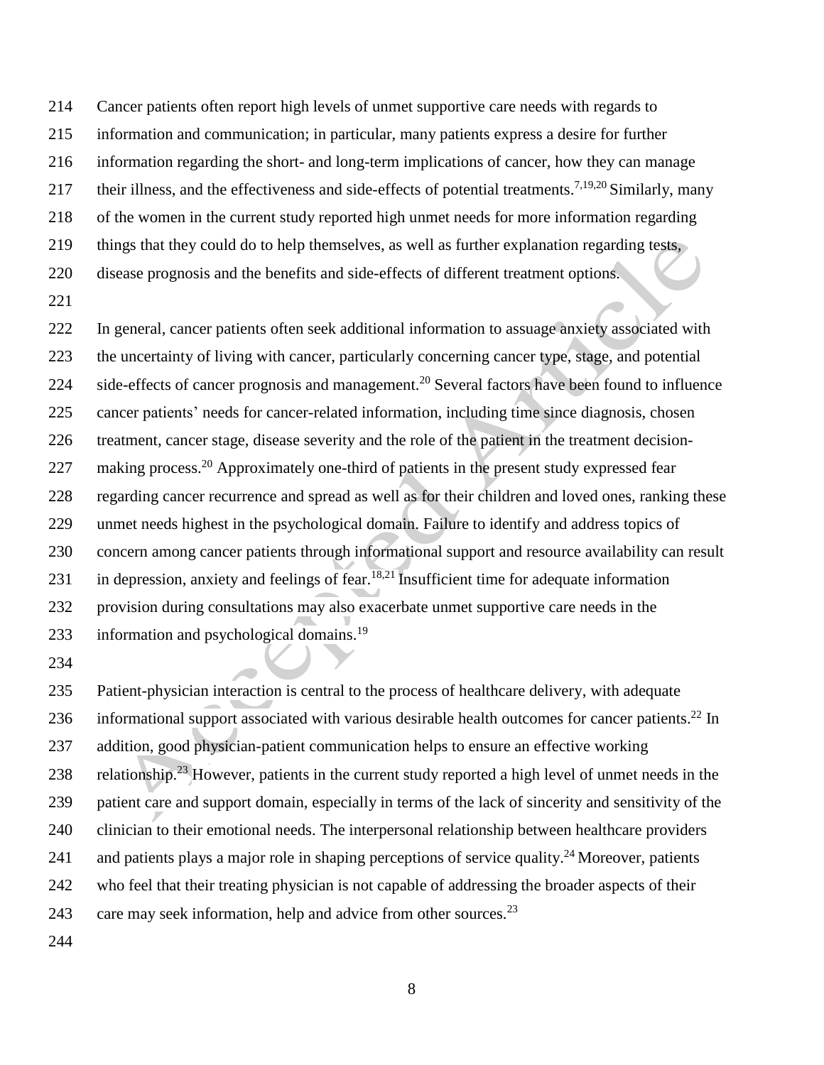Cancer patients often report high levels of unmet supportive care needs with regards to information and communication; in particular, many patients express a desire for further information regarding the short- and long-term implications of cancer, how they can manage their illness, and the effectiveness and side-effects of potential treatments.[7,19,20] Similarly, many of the women in the current study reported high unmet needs for more information regarding things that they could do to help themselves, as well as further explanation regarding tests, disease prognosis and the benefits and side-effects of different treatment options.

In general, cancer patients often seek additional information to assuage anxiety associated with the uncertainty of living with cancer, particularly concerning cancer type, stage, and potential side-effects of cancer prognosis and management.[20] Several factors have been found to influence cancer patients' needs for cancer-related information, including time since diagnosis, chosen treatment, cancer stage, disease severity and the role of the patient in the treatment decision-making process.[20] Approximately one-third of patients in the present study expressed fear regarding cancer recurrence and spread as well as for their children and loved ones, ranking these unmet needs highest in the psychological domain. Failure to identify and address topics of concern among cancer patients through informational support and resource availability can result in depression, anxiety and feelings of fear.[18,21] Insufficient time for adequate information provision during consultations may also exacerbate unmet supportive care needs in the information and psychological domains.[19]

Patient-physician interaction is central to the process of healthcare delivery, with adequate informational support associated with various desirable health outcomes for cancer patients.[22] In addition, good physician-patient communication helps to ensure an effective working relationship.[23] However, patients in the current study reported a high level of unmet needs in the patient care and support domain, especially in terms of the lack of sincerity and sensitivity of the clinician to their emotional needs. The interpersonal relationship between healthcare providers and patients plays a major role in shaping perceptions of service quality.[24] Moreover, patients who feel that their treating physician is not capable of addressing the broader aspects of their care may seek information, help and advice from other sources.[23]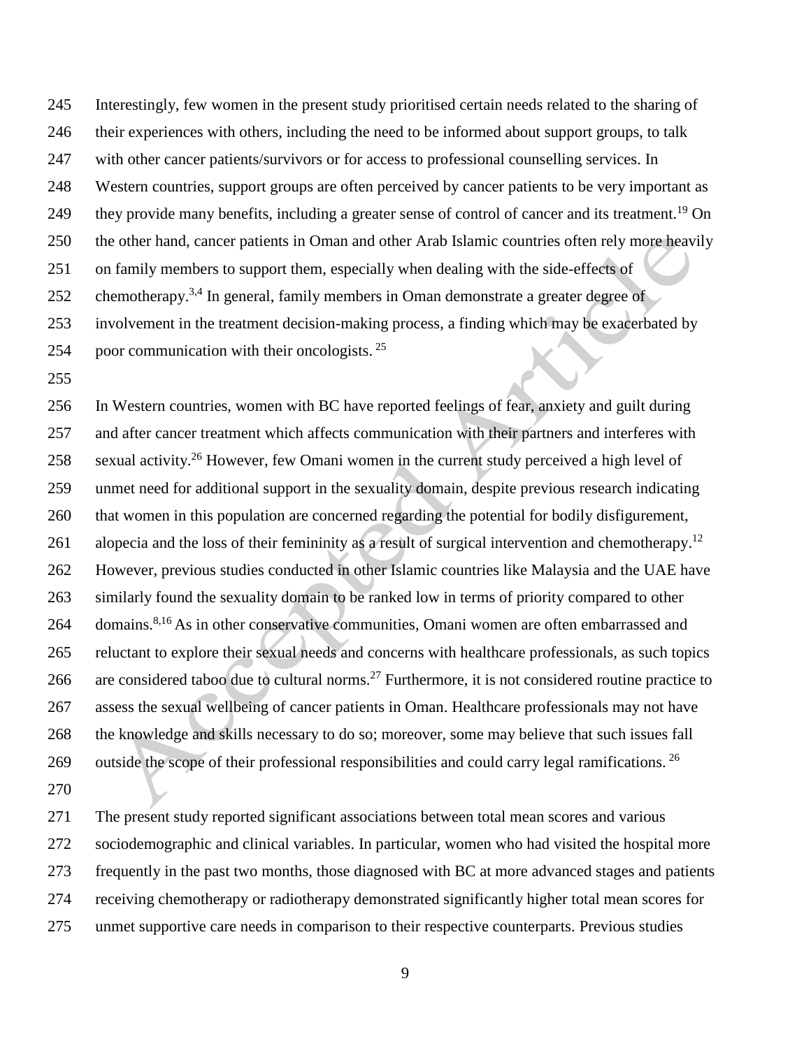Interestingly, few women in the present study prioritised certain needs related to the sharing of their experiences with others, including the need to be informed about support groups, to talk with other cancer patients/survivors or for access to professional counselling services. In Western countries, support groups are often perceived by cancer patients to be very important as they provide many benefits, including a greater sense of control of cancer and its treatment.[19] On the other hand, cancer patients in Oman and other Arab Islamic countries often rely more heavily on family members to support them, especially when dealing with the side-effects of chemotherapy.[3,4] In general, family members in Oman demonstrate a greater degree of involvement in the treatment decision-making process, a finding which may be exacerbated by poor communication with their oncologists. [25]

In Western countries, women with BC have reported feelings of fear, anxiety and guilt during and after cancer treatment which affects communication with their partners and interferes with sexual activity.[26] However, few Omani women in the current study perceived a high level of unmet need for additional support in the sexuality domain, despite previous research indicating that women in this population are concerned regarding the potential for bodily disfigurement, alopecia and the loss of their femininity as a result of surgical intervention and chemotherapy.[12] However, previous studies conducted in other Islamic countries like Malaysia and the UAE have similarly found the sexuality domain to be ranked low in terms of priority compared to other domains.[8,16] As in other conservative communities, Omani women are often embarrassed and reluctant to explore their sexual needs and concerns with healthcare professionals, as such topics are considered taboo due to cultural norms.[27] Furthermore, it is not considered routine practice to assess the sexual wellbeing of cancer patients in Oman. Healthcare professionals may not have the knowledge and skills necessary to do so; moreover, some may believe that such issues fall outside the scope of their professional responsibilities and could carry legal ramifications. [26]

The present study reported significant associations between total mean scores and various sociodemographic and clinical variables. In particular, women who had visited the hospital more frequently in the past two months, those diagnosed with BC at more advanced stages and patients receiving chemotherapy or radiotherapy demonstrated significantly higher total mean scores for unmet supportive care needs in comparison to their respective counterparts. Previous studies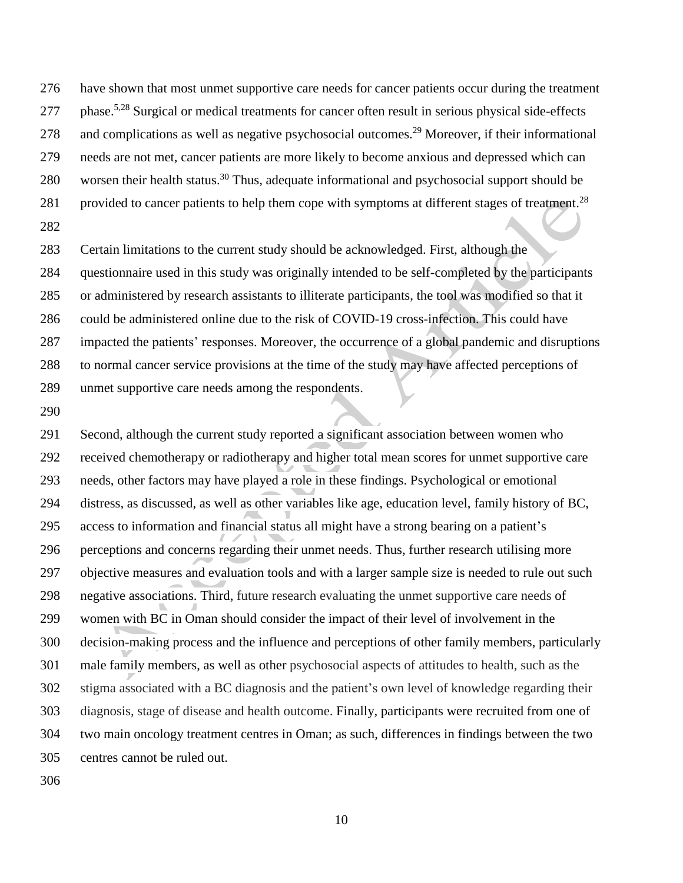have shown that most unmet supportive care needs for cancer patients occur during the treatment phase.[5,28] Surgical or medical treatments for cancer often result in serious physical side-effects and complications as well as negative psychosocial outcomes.[29] Moreover, if their informational needs are not met, cancer patients are more likely to become anxious and depressed which can worsen their health status.[30] Thus, adequate informational and psychosocial support should be provided to cancer patients to help them cope with symptoms at different stages of treatment.[28]

Certain limitations to the current study should be acknowledged. First, although the questionnaire used in this study was originally intended to be self-completed by the participants or administered by research assistants to illiterate participants, the tool was modified so that it could be administered online due to the risk of COVID-19 cross-infection. This could have impacted the patients' responses. Moreover, the occurrence of a global pandemic and disruptions to normal cancer service provisions at the time of the study may have affected perceptions of unmet supportive care needs among the respondents.

Second, although the current study reported a significant association between women who received chemotherapy or radiotherapy and higher total mean scores for unmet supportive care needs, other factors may have played a role in these findings. Psychological or emotional distress, as discussed, as well as other variables like age, education level, family history of BC, access to information and financial status all might have a strong bearing on a patient's perceptions and concerns regarding their unmet needs. Thus, further research utilising more objective measures and evaluation tools and with a larger sample size is needed to rule out such negative associations. Third, future research evaluating the unmet supportive care needs of women with BC in Oman should consider the impact of their level of involvement in the decision-making process and the influence and perceptions of other family members, particularly male family members, as well as other psychosocial aspects of attitudes to health, such as the stigma associated with a BC diagnosis and the patient's own level of knowledge regarding their diagnosis, stage of disease and health outcome. Finally, participants were recruited from one of two main oncology treatment centres in Oman; as such, differences in findings between the two centres cannot be ruled out.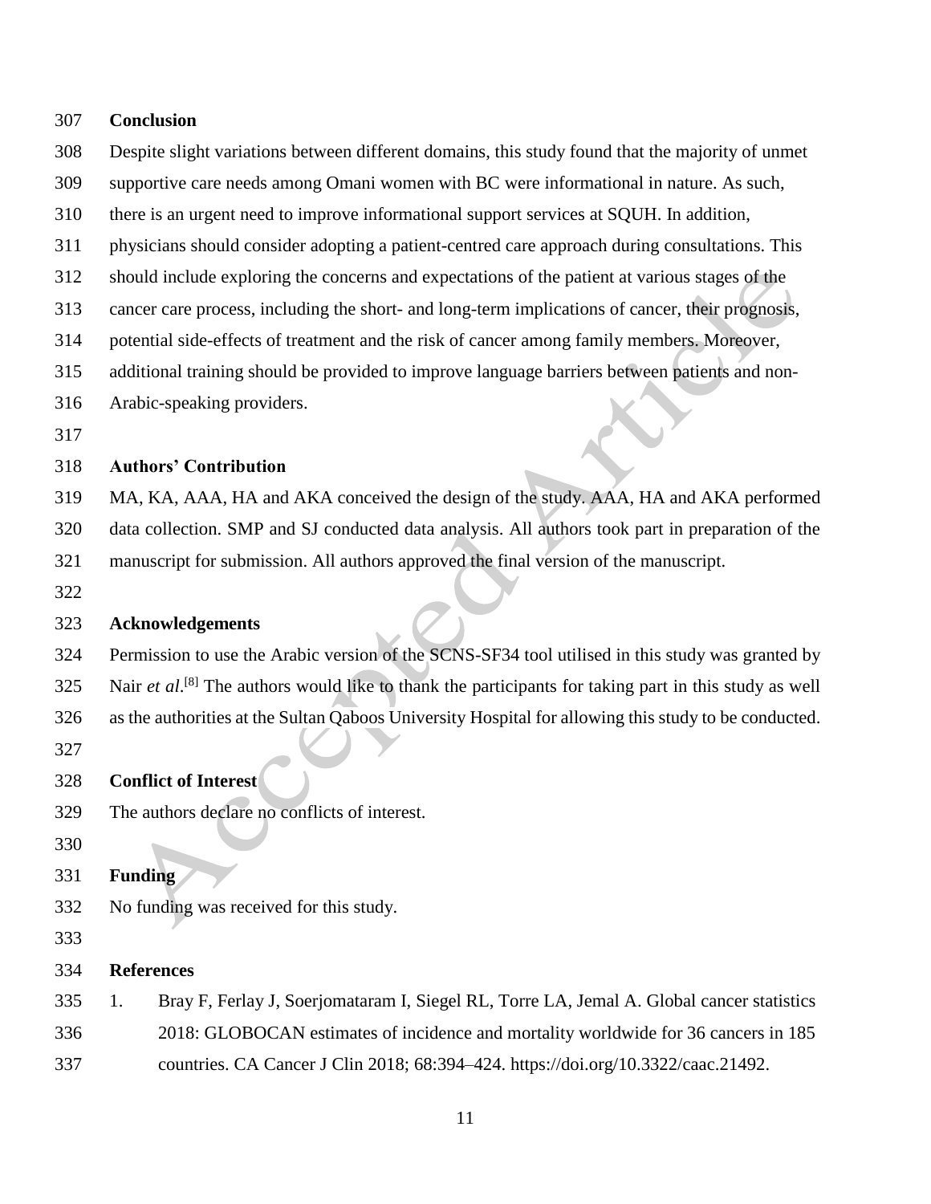## Conclusion

Despite slight variations between different domains, this study found that the majority of unmet supportive care needs among Omani women with BC were informational in nature. As such, there is an urgent need to improve informational support services at SQUH. In addition, physicians should consider adopting a patient-centred care approach during consultations. This should include exploring the concerns and expectations of the patient at various stages of the cancer care process, including the short- and long-term implications of cancer, their prognosis, potential side-effects of treatment and the risk of cancer among family members. Moreover, additional training should be provided to improve language barriers between patients and non-Arabic-speaking providers.

## Authors' Contribution

MA, KA, AAA, HA and AKA conceived the design of the study. AAA, HA and AKA performed data collection. SMP and SJ conducted data analysis. All authors took part in preparation of the manuscript for submission. All authors approved the final version of the manuscript.

## Acknowledgements

Permission to use the Arabic version of the SCNS-SF34 tool utilised in this study was granted by Nair *et al*.[8] The authors would like to thank the participants for taking part in this study as well as the authorities at the Sultan Qaboos University Hospital for allowing this study to be conducted.

## Conflict of Interest

The authors declare no conflicts of interest.

## Funding

No funding was received for this study.

## References

1. Bray F, Ferlay J, Soerjomataram I, Siegel RL, Torre LA, Jemal A. Global cancer statistics 2018: GLOBOCAN estimates of incidence and mortality worldwide for 36 cancers in 185 countries. CA Cancer J Clin 2018; 68:394–424. https://doi.org/10.3322/caac.21492.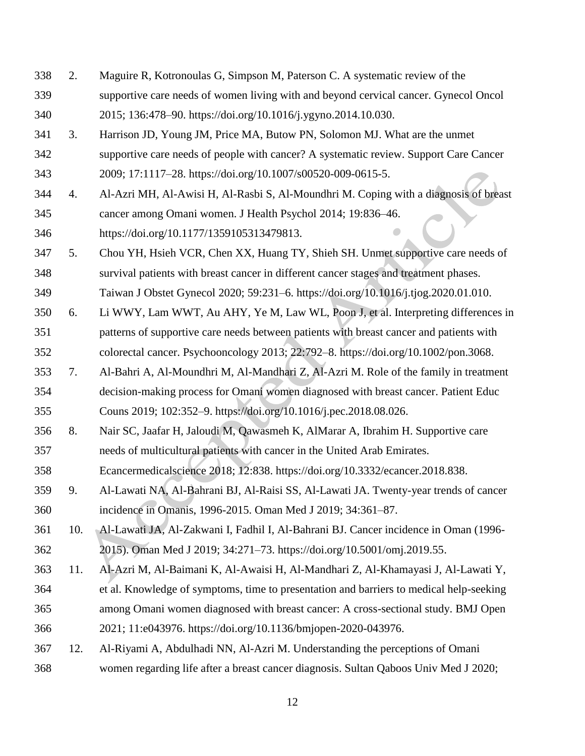2. Maguire R, Kotronoulas G, Simpson M, Paterson C. A systematic review of the supportive care needs of women living with and beyond cervical cancer. Gynecol Oncol 2015; 136:478–90. https://doi.org/10.1016/j.ygyno.2014.10.030.
3. Harrison JD, Young JM, Price MA, Butow PN, Solomon MJ. What are the unmet supportive care needs of people with cancer? A systematic review. Support Care Cancer 2009; 17:1117–28. https://doi.org/10.1007/s00520-009-0615-5.
4. Al-Azri MH, Al-Awisi H, Al-Rasbi S, Al-Moundhri M. Coping with a diagnosis of breast cancer among Omani women. J Health Psychol 2014; 19:836–46. https://doi.org/10.1177/1359105313479813.
5. Chou YH, Hsieh VCR, Chen XX, Huang TY, Shieh SH. Unmet supportive care needs of survival patients with breast cancer in different cancer stages and treatment phases. Taiwan J Obstet Gynecol 2020; 59:231–6. https://doi.org/10.1016/j.tjog.2020.01.010.
6. Li WWY, Lam WWT, Au AHY, Ye M, Law WL, Poon J, et al. Interpreting differences in patterns of supportive care needs between patients with breast cancer and patients with colorectal cancer. Psychooncology 2013; 22:792–8. https://doi.org/10.1002/pon.3068.
7. Al-Bahri A, Al-Moundhri M, Al-Mandhari Z, Al-Azri M. Role of the family in treatment decision-making process for Omani women diagnosed with breast cancer. Patient Educ Couns 2019; 102:352–9. https://doi.org/10.1016/j.pec.2018.08.026.
8. Nair SC, Jaafar H, Jaloudi M, Qawasmeh K, AlMarar A, Ibrahim H. Supportive care needs of multicultural patients with cancer in the United Arab Emirates. Ecancermedicalscience 2018; 12:838. https://doi.org/10.3332/ecancer.2018.838.
9. Al-Lawati NA, Al-Bahrani BJ, Al-Raisi SS, Al-Lawati JA. Twenty-year trends of cancer incidence in Omanis, 1996-2015. Oman Med J 2019; 34:361–87.
10. Al-Lawati JA, Al-Zakwani I, Fadhil I, Al-Bahrani BJ. Cancer incidence in Oman (1996-2015). Oman Med J 2019; 34:271–73. https://doi.org/10.5001/omj.2019.55.
11. Al-Azri M, Al-Baimani K, Al-Awaisi H, Al-Mandhari Z, Al-Khamayasi J, Al-Lawati Y, et al. Knowledge of symptoms, time to presentation and barriers to medical help-seeking among Omani women diagnosed with breast cancer: A cross-sectional study. BMJ Open 2021; 11:e043976. https://doi.org/10.1136/bmjopen-2020-043976.
12. Al-Riyami A, Abdulhadi NN, Al-Azri M. Understanding the perceptions of Omani women regarding life after a breast cancer diagnosis. Sultan Qaboos Univ Med J 2020;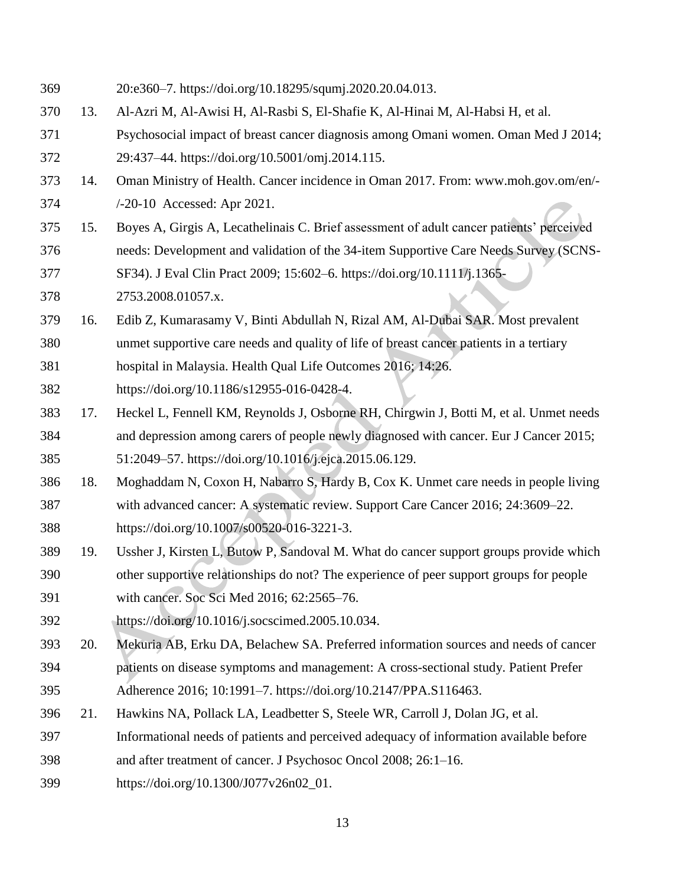20:e360–7. https://doi.org/10.18295/squmj.2020.20.04.013.

13. Al-Azri M, Al-Awisi H, Al-Rasbi S, El-Shafie K, Al-Hinai M, Al-Habsi H, et al. Psychosocial impact of breast cancer diagnosis among Omani women. Oman Med J 2014; 29:437–44. https://doi.org/10.5001/omj.2014.115.
14. Oman Ministry of Health. Cancer incidence in Oman 2017. From: www.moh.gov.om/en/-/-20-10 Accessed: Apr 2021.
15. Boyes A, Girgis A, Lecathelinais C. Brief assessment of adult cancer patients' perceived needs: Development and validation of the 34-item Supportive Care Needs Survey (SCNS-SF34). J Eval Clin Pract 2009; 15:602–6. https://doi.org/10.1111/j.1365-2753.2008.01057.x.
16. Edib Z, Kumarasamy V, Binti Abdullah N, Rizal AM, Al-Dubai SAR. Most prevalent unmet supportive care needs and quality of life of breast cancer patients in a tertiary hospital in Malaysia. Health Qual Life Outcomes 2016; 14:26. https://doi.org/10.1186/s12955-016-0428-4.
17. Heckel L, Fennell KM, Reynolds J, Osborne RH, Chirgwin J, Botti M, et al. Unmet needs and depression among carers of people newly diagnosed with cancer. Eur J Cancer 2015; 51:2049–57. https://doi.org/10.1016/j.ejca.2015.06.129.
18. Moghaddam N, Coxon H, Nabarro S, Hardy B, Cox K. Unmet care needs in people living with advanced cancer: A systematic review. Support Care Cancer 2016; 24:3609–22. https://doi.org/10.1007/s00520-016-3221-3.
19. Ussher J, Kirsten L, Butow P, Sandoval M. What do cancer support groups provide which other supportive relationships do not? The experience of peer support groups for people with cancer. Soc Sci Med 2016; 62:2565–76. https://doi.org/10.1016/j.socscimed.2005.10.034.
20. Mekuria AB, Erku DA, Belachew SA. Preferred information sources and needs of cancer patients on disease symptoms and management: A cross-sectional study. Patient Prefer Adherence 2016; 10:1991–7. https://doi.org/10.2147/PPA.S116463.
21. Hawkins NA, Pollack LA, Leadbetter S, Steele WR, Carroll J, Dolan JG, et al. Informational needs of patients and perceived adequacy of information available before and after treatment of cancer. J Psychosoc Oncol 2008; 26:1–16. https://doi.org/10.1300/J077v26n02_01.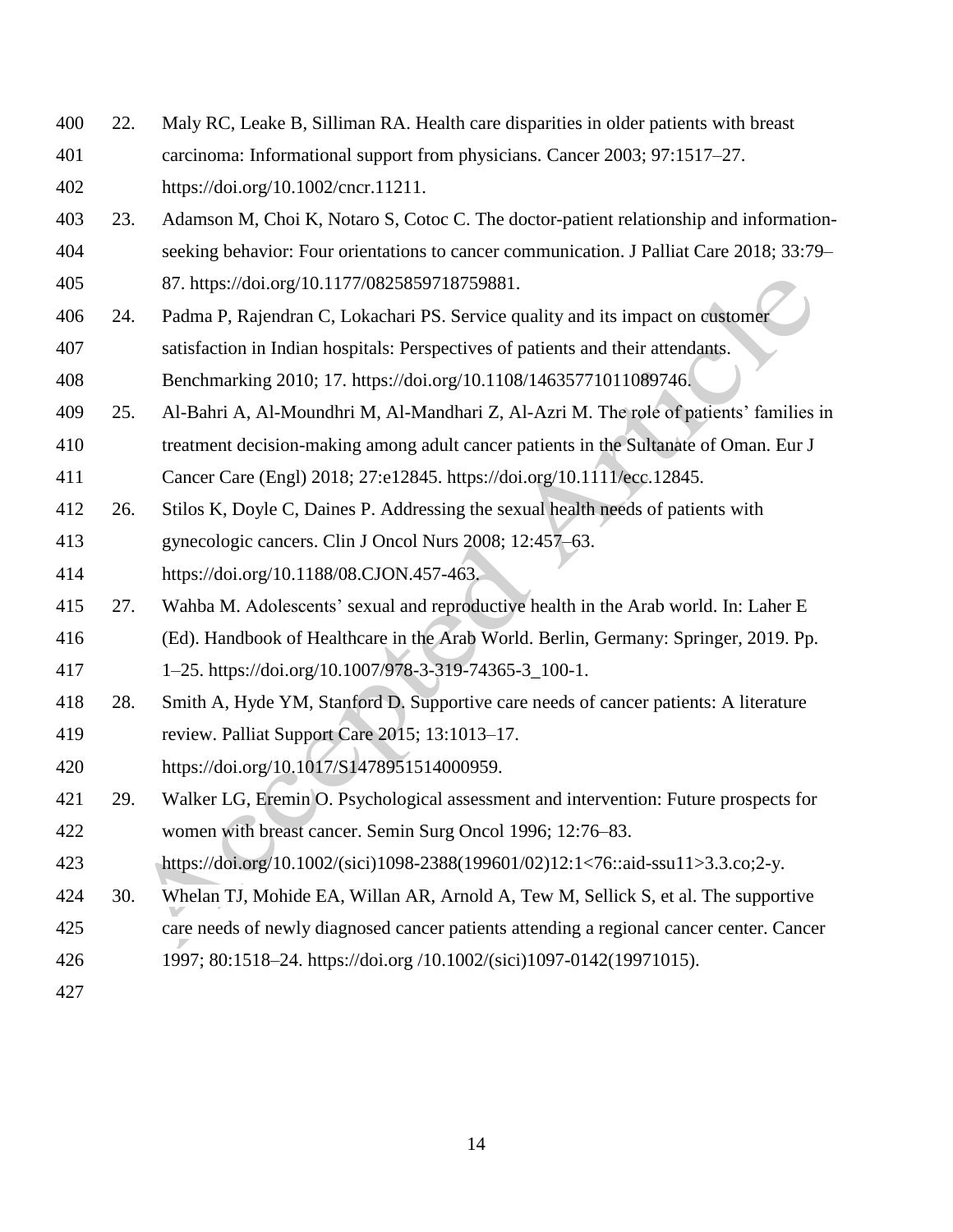22. Maly RC, Leake B, Silliman RA. Health care disparities in older patients with breast carcinoma: Informational support from physicians. Cancer 2003; 97:1517–27. https://doi.org/10.1002/cncr.11211.
23. Adamson M, Choi K, Notaro S, Cotoc C. The doctor-patient relationship and information-seeking behavior: Four orientations to cancer communication. J Palliat Care 2018; 33:79–87. https://doi.org/10.1177/0825859718759881.
24. Padma P, Rajendran C, Lokachari PS. Service quality and its impact on customer satisfaction in Indian hospitals: Perspectives of patients and their attendants. Benchmarking 2010; 17. https://doi.org/10.1108/14635771011089746.
25. Al-Bahri A, Al-Moundhri M, Al-Mandhari Z, Al-Azri M. The role of patients' families in treatment decision-making among adult cancer patients in the Sultanate of Oman. Eur J Cancer Care (Engl) 2018; 27:e12845. https://doi.org/10.1111/ecc.12845.
26. Stilos K, Doyle C, Daines P. Addressing the sexual health needs of patients with gynecologic cancers. Clin J Oncol Nurs 2008; 12:457–63. https://doi.org/10.1188/08.CJON.457-463.
27. Wahba M. Adolescents' sexual and reproductive health in the Arab world. In: Laher E (Ed). Handbook of Healthcare in the Arab World. Berlin, Germany: Springer, 2019. Pp. 1–25. https://doi.org/10.1007/978-3-319-74365-3_100-1.
28. Smith A, Hyde YM, Stanford D. Supportive care needs of cancer patients: A literature review. Palliat Support Care 2015; 13:1013–17. https://doi.org/10.1017/S1478951514000959.
29. Walker LG, Eremin O. Psychological assessment and intervention: Future prospects for women with breast cancer. Semin Surg Oncol 1996; 12:76–83. https://doi.org/10.1002/(sici)1098-2388(199601/02)12:1<76::aid-ssu11>3.3.co;2-y.
30. Whelan TJ, Mohide EA, Willan AR, Arnold A, Tew M, Sellick S, et al. The supportive care needs of newly diagnosed cancer patients attending a regional cancer center. Cancer 1997; 80:1518–24. https://doi.org /10.1002/(sici)1097-0142(19971015).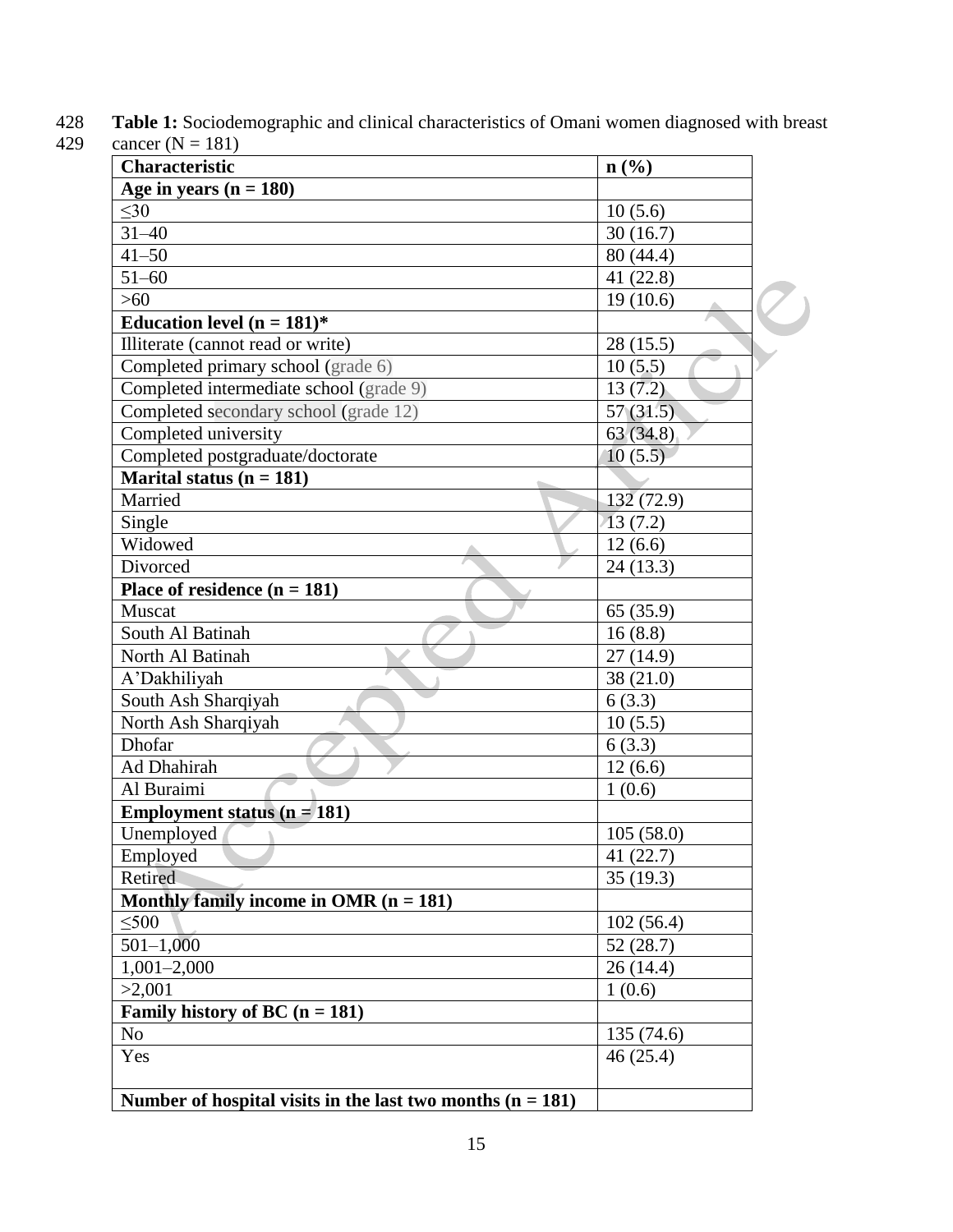**Table 1:** Sociodemographic and clinical characteristics of Omani women diagnosed with breast cancer (N = 181)

| Characteristic | n (%) |
|---|---|
| **Age in years (n = 180)** | |
| ≤30 | 10 (5.6) |
| 31–40 | 30 (16.7) |
| 41–50 | 80 (44.4) |
| 51–60 | 41 (22.8) |
| >60 | 19 (10.6) |
| **Education level (n = 181)*** | |
| Illiterate (cannot read or write) | 28 (15.5) |
| Completed primary school (grade 6) | 10 (5.5) |
| Completed intermediate school (grade 9) | 13 (7.2) |
| Completed secondary school (grade 12) | 57 (31.5) |
| Completed university | 63 (34.8) |
| Completed postgraduate/doctorate | 10 (5.5) |
| **Marital status (n = 181)** | |
| Married | 132 (72.9) |
| Single | 13 (7.2) |
| Widowed | 12 (6.6) |
| Divorced | 24 (13.3) |
| **Place of residence (n = 181)** | |
| Muscat | 65 (35.9) |
| South Al Batinah | 16 (8.8) |
| North Al Batinah | 27 (14.9) |
| A'Dakhiliyah | 38 (21.0) |
| South Ash Sharqiyah | 6 (3.3) |
| North Ash Sharqiyah | 10 (5.5) |
| Dhofar | 6 (3.3) |
| Ad Dhahirah | 12 (6.6) |
| Al Buraimi | 1 (0.6) |
| **Employment status (n = 181)** | |
| Unemployed | 105 (58.0) |
| Employed | 41 (22.7) |
| Retired | 35 (19.3) |
| **Monthly family income in OMR (n = 181)** | |
| ≤500 | 102 (56.4) |
| 501–1,000 | 52 (28.7) |
| 1,001–2,000 | 26 (14.4) |
| >2,001 | 1 (0.6) |
| **Family history of BC (n = 181)** | |
| No | 135 (74.6) |
| Yes | 46 (25.4) |
| **Number of hospital visits in the last two months (n = 181)** | |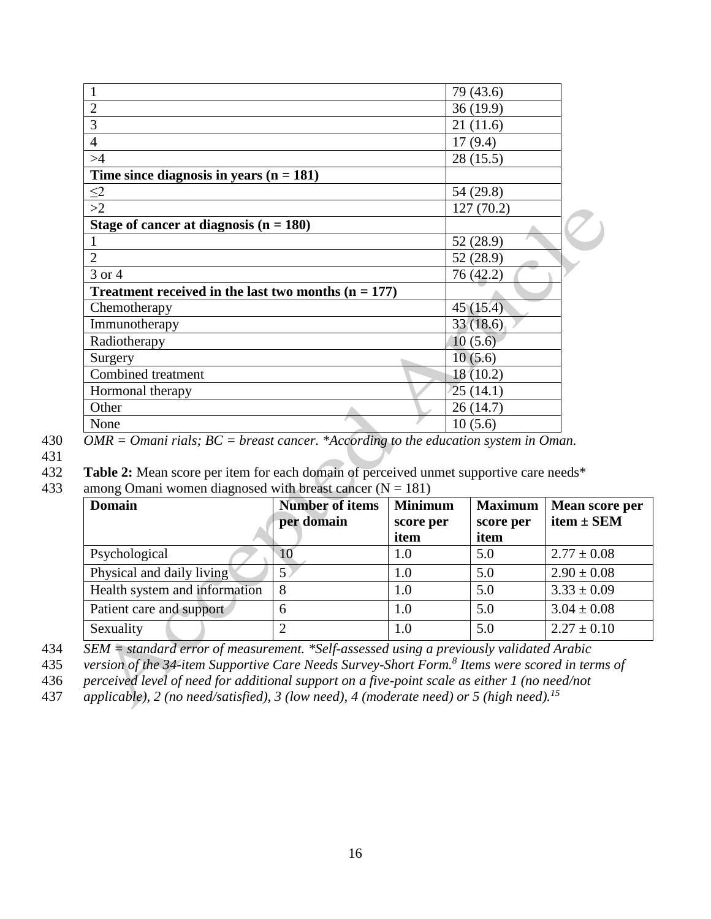| | |
|---|---|
| 1 | 79 (43.6) |
| 2 | 36 (19.9) |
| 3 | 21 (11.6) |
| 4 | 17 (9.4) |
| >4 | 28 (15.5) |
| **Time since diagnosis in years (n = 181)** | |
| ≤2 | 54 (29.8) |
| >2 | 127 (70.2) |
| **Stage of cancer at diagnosis (n = 180)** | |
| 1 | 52 (28.9) |
| 2 | 52 (28.9) |
| 3 or 4 | 76 (42.2) |
| **Treatment received in the last two months (n = 177)** | |
| Chemotherapy | 45 (15.4) |
| Immunotherapy | 33 (18.6) |
| Radiotherapy | 10 (5.6) |
| Surgery | 10 (5.6) |
| Combined treatment | 18 (10.2) |
| Hormonal therapy | 25 (14.1) |
| Other | 26 (14.7) |
| None | 10 (5.6) |

*OMR = Omani rials; BC = breast cancer. *According to the education system in Oman.*

**Table 2:** Mean score per item for each domain of perceived unmet supportive care needs* among Omani women diagnosed with breast cancer (N = 181)

| Domain | Number of items per domain | Minimum score per item | Maximum score per item | Mean score per item ± SEM |
|---|---|---|---|---|
| Psychological | 10 | 1.0 | 5.0 | 2.77 ± 0.08 |
| Physical and daily living | 5 | 1.0 | 5.0 | 2.90 ± 0.08 |
| Health system and information | 8 | 1.0 | 5.0 | 3.33 ± 0.09 |
| Patient care and support | 6 | 1.0 | 5.0 | 3.04 ± 0.08 |
| Sexuality | 2 | 1.0 | 5.0 | 2.27 ± 0.10 |

*SEM = standard error of measurement. *Self-assessed using a previously validated Arabic version of the 34-item Supportive Care Needs Survey-Short Form.[8] Items were scored in terms of perceived level of need for additional support on a five-point scale as either 1 (no need/not applicable), 2 (no need/satisfied), 3 (low need), 4 (moderate need) or 5 (high need).[15]*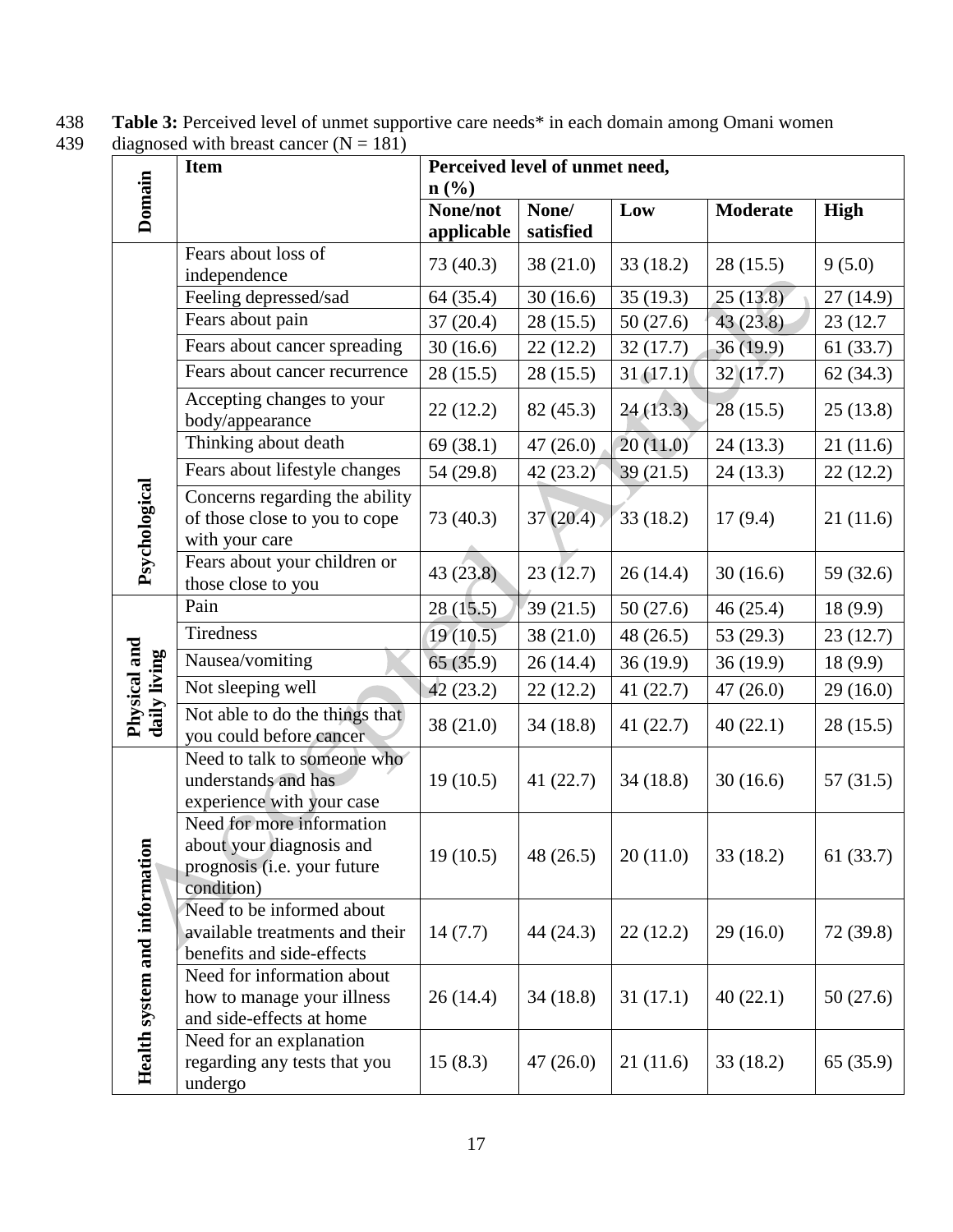**Table 3:** Perceived level of unmet supportive care needs* in each domain among Omani women diagnosed with breast cancer (N = 181)

| Domain | Item | Perceived level of unmet need, n (%) | | | | |
|---|---|---|---|---|---|---|
| | | None/not applicable | None/ satisfied | Low | Moderate | High |
| Psychological | Fears about loss of independence | 73 (40.3) | 38 (21.0) | 33 (18.2) | 28 (15.5) | 9 (5.0) |
| | Feeling depressed/sad | 64 (35.4) | 30 (16.6) | 35 (19.3) | 25 (13.8) | 27 (14.9) |
| | Fears about pain | 37 (20.4) | 28 (15.5) | 50 (27.6) | 43 (23.8) | 23 (12.7 |
| | Fears about cancer spreading | 30 (16.6) | 22 (12.2) | 32 (17.7) | 36 (19.9) | 61 (33.7) |
| | Fears about cancer recurrence | 28 (15.5) | 28 (15.5) | 31 (17.1) | 32 (17.7) | 62 (34.3) |
| | Accepting changes to your body/appearance | 22 (12.2) | 82 (45.3) | 24 (13.3) | 28 (15.5) | 25 (13.8) |
| | Thinking about death | 69 (38.1) | 47 (26.0) | 20 (11.0) | 24 (13.3) | 21 (11.6) |
| | Fears about lifestyle changes | 54 (29.8) | 42 (23.2) | 39 (21.5) | 24 (13.3) | 22 (12.2) |
| | Concerns regarding the ability of those close to you to cope with your care | 73 (40.3) | 37 (20.4) | 33 (18.2) | 17 (9.4) | 21 (11.6) |
| | Fears about your children or those close to you | 43 (23.8) | 23 (12.7) | 26 (14.4) | 30 (16.6) | 59 (32.6) |
| Physical and daily living | Pain | 28 (15.5) | 39 (21.5) | 50 (27.6) | 46 (25.4) | 18 (9.9) |
| | Tiredness | 19 (10.5) | 38 (21.0) | 48 (26.5) | 53 (29.3) | 23 (12.7) |
| | Nausea/vomiting | 65 (35.9) | 26 (14.4) | 36 (19.9) | 36 (19.9) | 18 (9.9) |
| | Not sleeping well | 42 (23.2) | 22 (12.2) | 41 (22.7) | 47 (26.0) | 29 (16.0) |
| | Not able to do the things that you could before cancer | 38 (21.0) | 34 (18.8) | 41 (22.7) | 40 (22.1) | 28 (15.5) |
| Health system and information | Need to talk to someone who understands and has experience with your case | 19 (10.5) | 41 (22.7) | 34 (18.8) | 30 (16.6) | 57 (31.5) |
| | Need for more information about your diagnosis and prognosis (i.e. your future condition) | 19 (10.5) | 48 (26.5) | 20 (11.0) | 33 (18.2) | 61 (33.7) |
| | Need to be informed about available treatments and their benefits and side-effects | 14 (7.7) | 44 (24.3) | 22 (12.2) | 29 (16.0) | 72 (39.8) |
| | Need for information about how to manage your illness and side-effects at home | 26 (14.4) | 34 (18.8) | 31 (17.1) | 40 (22.1) | 50 (27.6) |
| | Need for an explanation regarding any tests that you undergo | 15 (8.3) | 47 (26.0) | 21 (11.6) | 33 (18.2) | 65 (35.9) |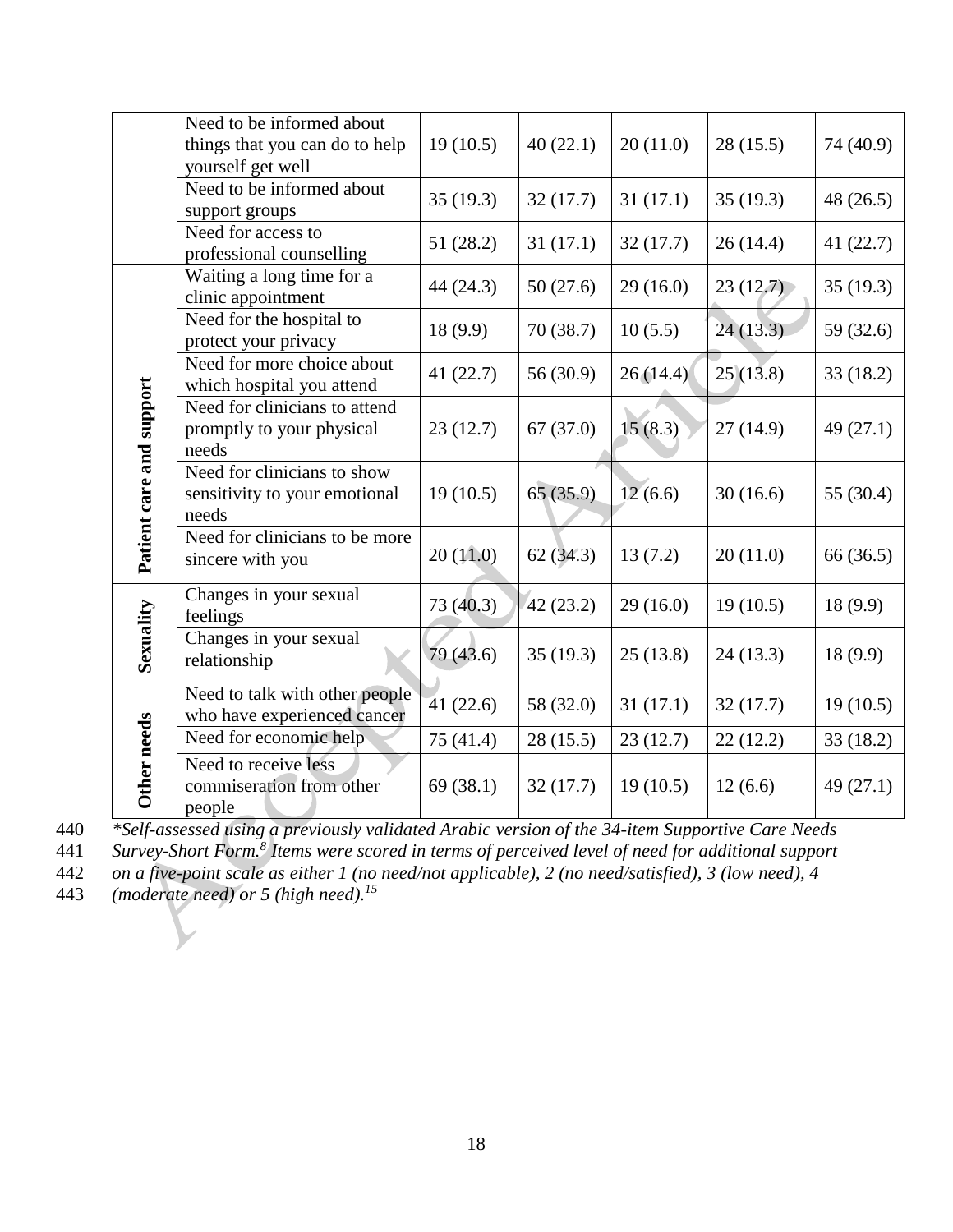| | | | | | | |
|---|---|---|---|---|---|---|
| | Need to be informed about things that you can do to help yourself get well | 19 (10.5) | 40 (22.1) | 20 (11.0) | 28 (15.5) | 74 (40.9) |
| | Need to be informed about support groups | 35 (19.3) | 32 (17.7) | 31 (17.1) | 35 (19.3) | 48 (26.5) |
| | Need for access to professional counselling | 51 (28.2) | 31 (17.1) | 32 (17.7) | 26 (14.4) | 41 (22.7) |
| **Patient care and support** | Waiting a long time for a clinic appointment | 44 (24.3) | 50 (27.6) | 29 (16.0) | 23 (12.7) | 35 (19.3) |
| | Need for the hospital to protect your privacy | 18 (9.9) | 70 (38.7) | 10 (5.5) | 24 (13.3) | 59 (32.6) |
| | Need for more choice about which hospital you attend | 41 (22.7) | 56 (30.9) | 26 (14.4) | 25 (13.8) | 33 (18.2) |
| | Need for clinicians to attend promptly to your physical needs | 23 (12.7) | 67 (37.0) | 15 (8.3) | 27 (14.9) | 49 (27.1) |
| | Need for clinicians to show sensitivity to your emotional needs | 19 (10.5) | 65 (35.9) | 12 (6.6) | 30 (16.6) | 55 (30.4) |
| | Need for clinicians to be more sincere with you | 20 (11.0) | 62 (34.3) | 13 (7.2) | 20 (11.0) | 66 (36.5) |
| **Sexuality** | Changes in your sexual feelings | 73 (40.3) | 42 (23.2) | 29 (16.0) | 19 (10.5) | 18 (9.9) |
| | Changes in your sexual relationship | 79 (43.6) | 35 (19.3) | 25 (13.8) | 24 (13.3) | 18 (9.9) |
| **Other needs** | Need to talk with other people who have experienced cancer | 41 (22.6) | 58 (32.0) | 31 (17.1) | 32 (17.7) | 19 (10.5) |
| | Need for economic help | 75 (41.4) | 28 (15.5) | 23 (12.7) | 22 (12.2) | 33 (18.2) |
| | Need to receive less commiseration from other people | 69 (38.1) | 32 (17.7) | 19 (10.5) | 12 (6.6) | 49 (27.1) |

*\*Self-assessed using a previously validated Arabic version of the 34-item Supportive Care Needs Survey-Short Form.[8] Items were scored in terms of perceived level of need for additional support on a five-point scale as either 1 (no need/not applicable), 2 (no need/satisfied), 3 (low need), 4 (moderate need) or 5 (high need).[15]*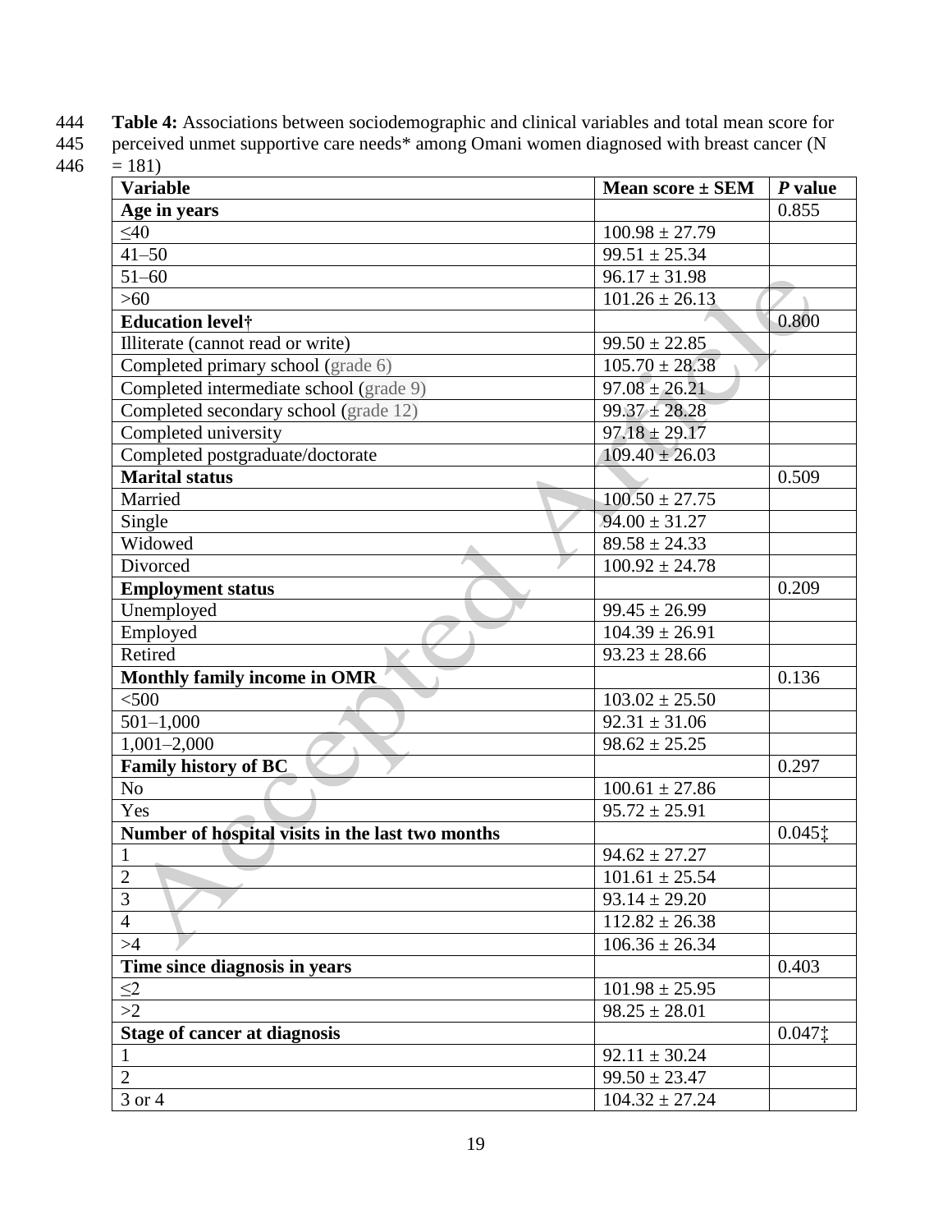**Table 4:** Associations between sociodemographic and clinical variables and total mean score for perceived unmet supportive care needs* among Omani women diagnosed with breast cancer (N = 181)

| Variable | Mean score ± SEM | *P* value |
|---|---|---|
| **Age in years** | | 0.855 |
| ≤40 | 100.98 ± 27.79 | |
| 41–50 | 99.51 ± 25.34 | |
| 51–60 | 96.17 ± 31.98 | |
| >60 | 101.26 ± 26.13 | |
| **Education level†** | | 0.800 |
| Illiterate (cannot read or write) | 99.50 ± 22.85 | |
| Completed primary school (grade 6) | 105.70 ± 28.38 | |
| Completed intermediate school (grade 9) | 97.08 ± 26.21 | |
| Completed secondary school (grade 12) | 99.37 ± 28.28 | |
| Completed university | 97.18 ± 29.17 | |
| Completed postgraduate/doctorate | 109.40 ± 26.03 | |
| **Marital status** | | 0.509 |
| Married | 100.50 ± 27.75 | |
| Single | 94.00 ± 31.27 | |
| Widowed | 89.58 ± 24.33 | |
| Divorced | 100.92 ± 24.78 | |
| **Employment status** | | 0.209 |
| Unemployed | 99.45 ± 26.99 | |
| Employed | 104.39 ± 26.91 | |
| Retired | 93.23 ± 28.66 | |
| **Monthly family income in OMR** | | 0.136 |
| <500 | 103.02 ± 25.50 | |
| 501–1,000 | 92.31 ± 31.06 | |
| 1,001–2,000 | 98.62 ± 25.25 | |
| **Family history of BC** | | 0.297 |
| No | 100.61 ± 27.86 | |
| Yes | 95.72 ± 25.91 | |
| **Number of hospital visits in the last two months** | | 0.045‡ |
| 1 | 94.62 ± 27.27 | |
| 2 | 101.61 ± 25.54 | |
| 3 | 93.14 ± 29.20 | |
| 4 | 112.82 ± 26.38 | |
| >4 | 106.36 ± 26.34 | |
| **Time since diagnosis in years** | | 0.403 |
| ≤2 | 101.98 ± 25.95 | |
| >2 | 98.25 ± 28.01 | |
| **Stage of cancer at diagnosis** | | 0.047‡ |
| 1 | 92.11 ± 30.24 | |
| 2 | 99.50 ± 23.47 | |
| 3 or 4 | 104.32 ± 27.24 | |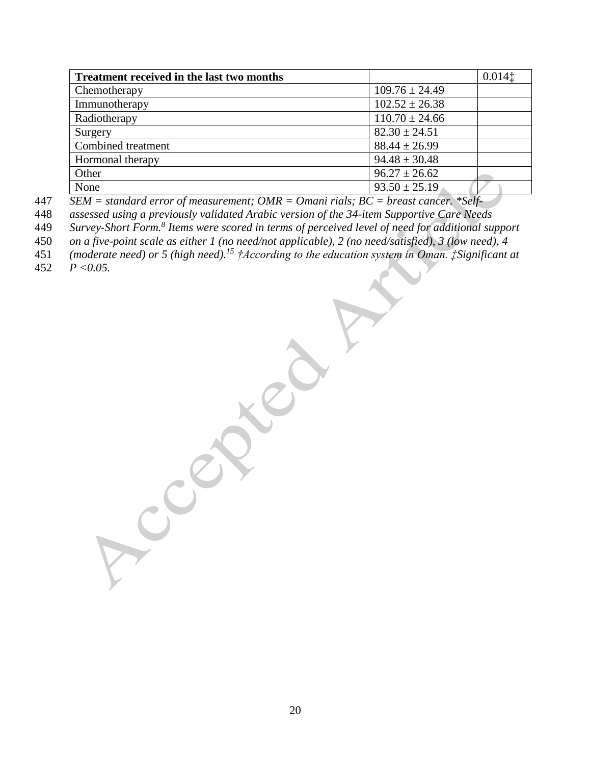| | | |
|---|---|---|
| **Treatment received in the last two months** | | 0.014‡ |
| Chemotherapy | 109.76 ± 24.49 | |
| Immunotherapy | 102.52 ± 26.38 | |
| Radiotherapy | 110.70 ± 24.66 | |
| Surgery | 82.30 ± 24.51 | |
| Combined treatment | 88.44 ± 26.99 | |
| Hormonal therapy | 94.48 ± 30.48 | |
| Other | 96.27 ± 26.62 | |
| None | 93.50 ± 25.19 | |

*SEM = standard error of measurement; OMR = Omani rials; BC = breast cancer. \*Self-assessed using a previously validated Arabic version of the 34-item Supportive Care Needs Survey-Short Form.[8] Items were scored in terms of perceived level of need for additional support on a five-point scale as either 1 (no need/not applicable), 2 (no need/satisfied), 3 (low need), 4 (moderate need) or 5 (high need).[15] †According to the education system in Oman. ‡Significant at $P < 0.05$.*